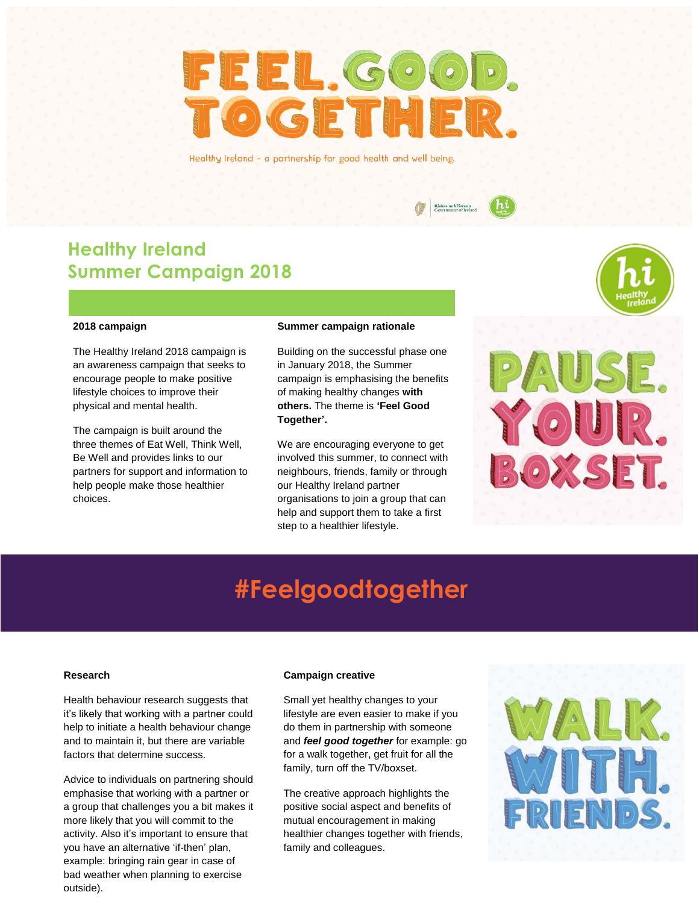# FEEL. GOOD. TOGETHER.

Healthy Ireland – a partnership for good health and well being.

## Healthy Ireland Summer Campaign 2018

**2018 campaign**

The Healthy Ireland 2018 campaign is an awareness campaign that seeks to encourage people to make positive lifestyle choices to improve their physical and mental health.

The campaign is built around the three themes of Eat Well, Think Well, Be Well and provides links to our partners for support and information to help people make those healthier choices.

**Summer campaign rationale**

Building on the successful phase one in January 2018, the Summer campaign is emphasising the benefits of making healthy changes **with others.** The theme is **'Feel Good Together'.**

We are encouraging everyone to get involved this summer, to connect with neighbours, friends, family or through our Healthy Ireland partner organisations to join a group that can help and support them to take a first step to a healthier lifestyle.

PAUSE. YOUR. BOXSET.

## #Feelgoodtogether

**Research**

Health behaviour research suggests that it's likely that working with a partner could help to initiate a health behaviour change and to maintain it, but there are variable factors that determine success.

Advice to individuals on partnering should emphasise that working with a partner or a group that challenges you a bit makes it more likely that you will commit to the activity. Also it's important to ensure that you have an alternative 'if-then' plan, example: bringing rain gear in case of bad weather when planning to exercise outside).

**Campaign creative**

Small yet healthy changes to your lifestyle are even easier to make if you do them in partnership with someone and ***feel good together*** for example: go for a walk together, get fruit for all the family, turn off the TV/boxset.

The creative approach highlights the positive social aspect and benefits of mutual encouragement in making healthier changes together with friends, family and colleagues.

WALK. WITH. FRIENDS.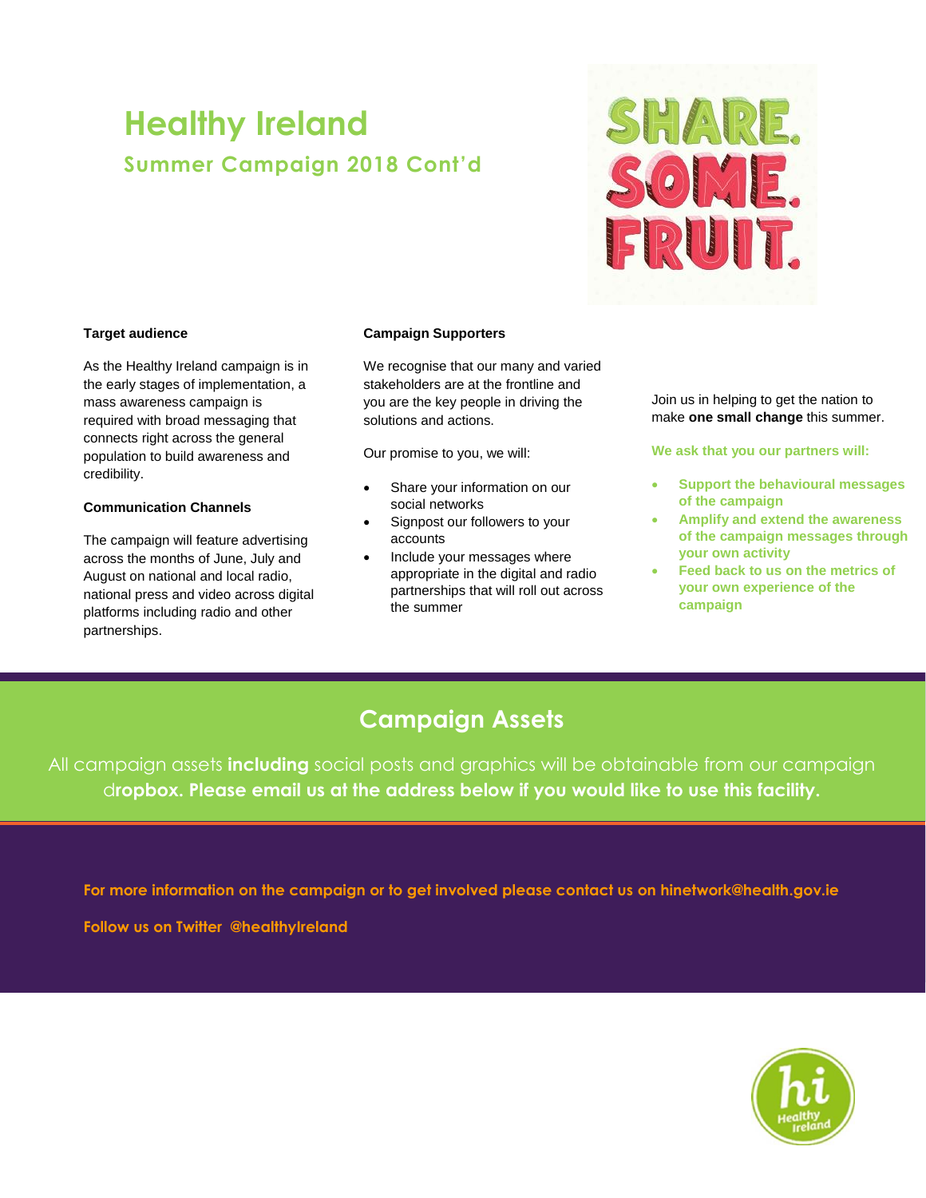# Healthy Ireland

## Summer Campaign 2018 Cont'd

SHARE. SOME. FRUIT.

**Target audience**

As the Healthy Ireland campaign is in the early stages of implementation, a mass awareness campaign is required with broad messaging that connects right across the general population to build awareness and credibility.

**Communication Channels**

The campaign will feature advertising across the months of June, July and August on national and local radio, national press and video across digital platforms including radio and other partnerships.

**Campaign Supporters**

We recognise that our many and varied stakeholders are at the frontline and you are the key people in driving the solutions and actions.

Our promise to you, we will:

- Share your information on our social networks
- Signpost our followers to your accounts
- Include your messages where appropriate in the digital and radio partnerships that will roll out across the summer

Join us in helping to get the nation to make **one small change** this summer.

**We ask that you our partners will:**

- **Support the behavioural messages of the campaign**
- **Amplify and extend the awareness of the campaign messages through your own activity**
- **Feed back to us on the metrics of your own experience of the campaign**

## Campaign Assets

All campaign assets **including** social posts and graphics will be obtainable from our campaign d**ropbox. Please email us at the address below if you would like to use this facility.**

**For more information on the campaign or to get involved please contact us on hinetwork@health.gov.ie**

**Follow us on Twitter @healthyIreland**

hi Healthy Ireland